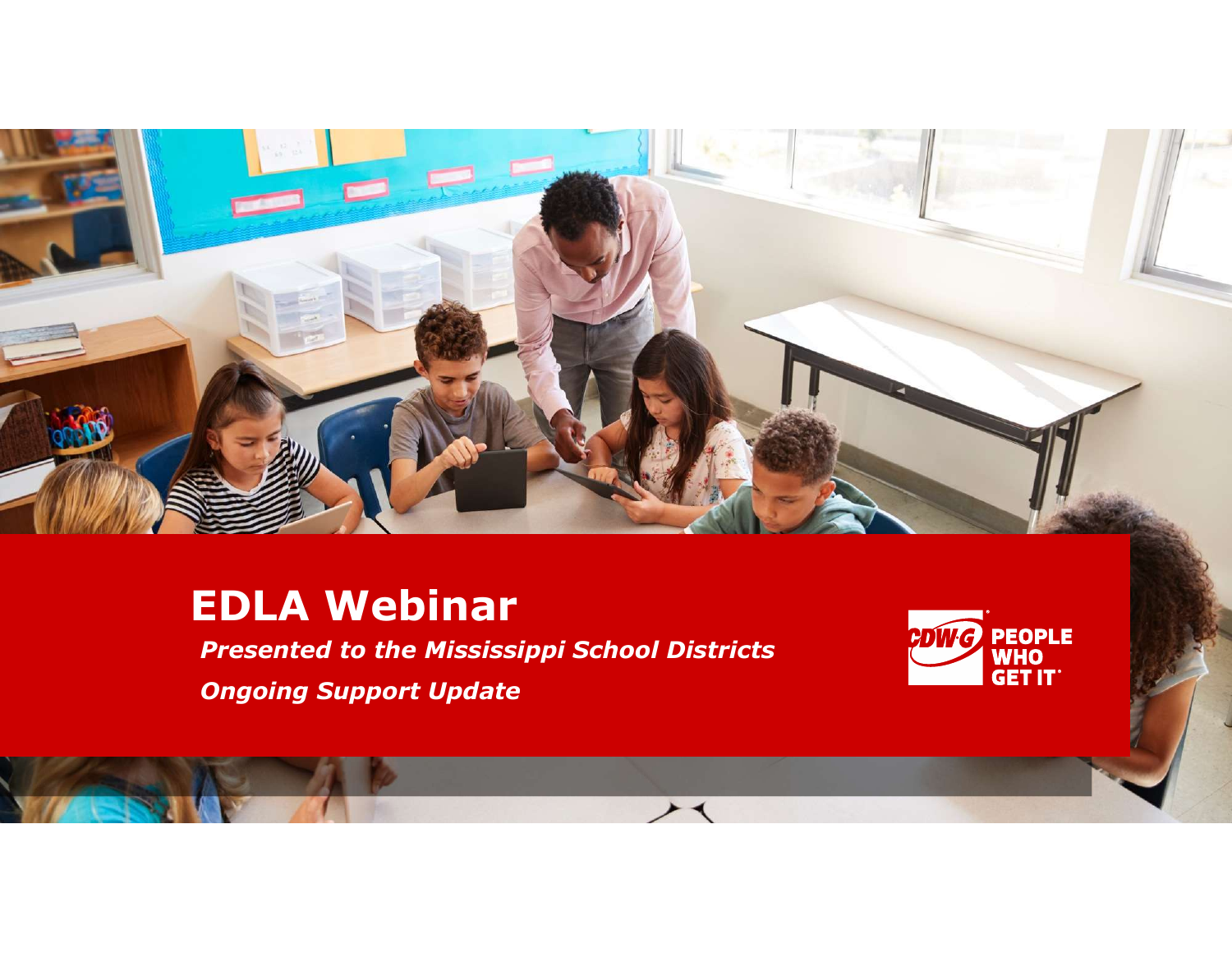# EDLA Webinar

***Presented to the Mississippi School Districts***

***Ongoing Support Update***

CDW·G PEOPLE WHO GET IT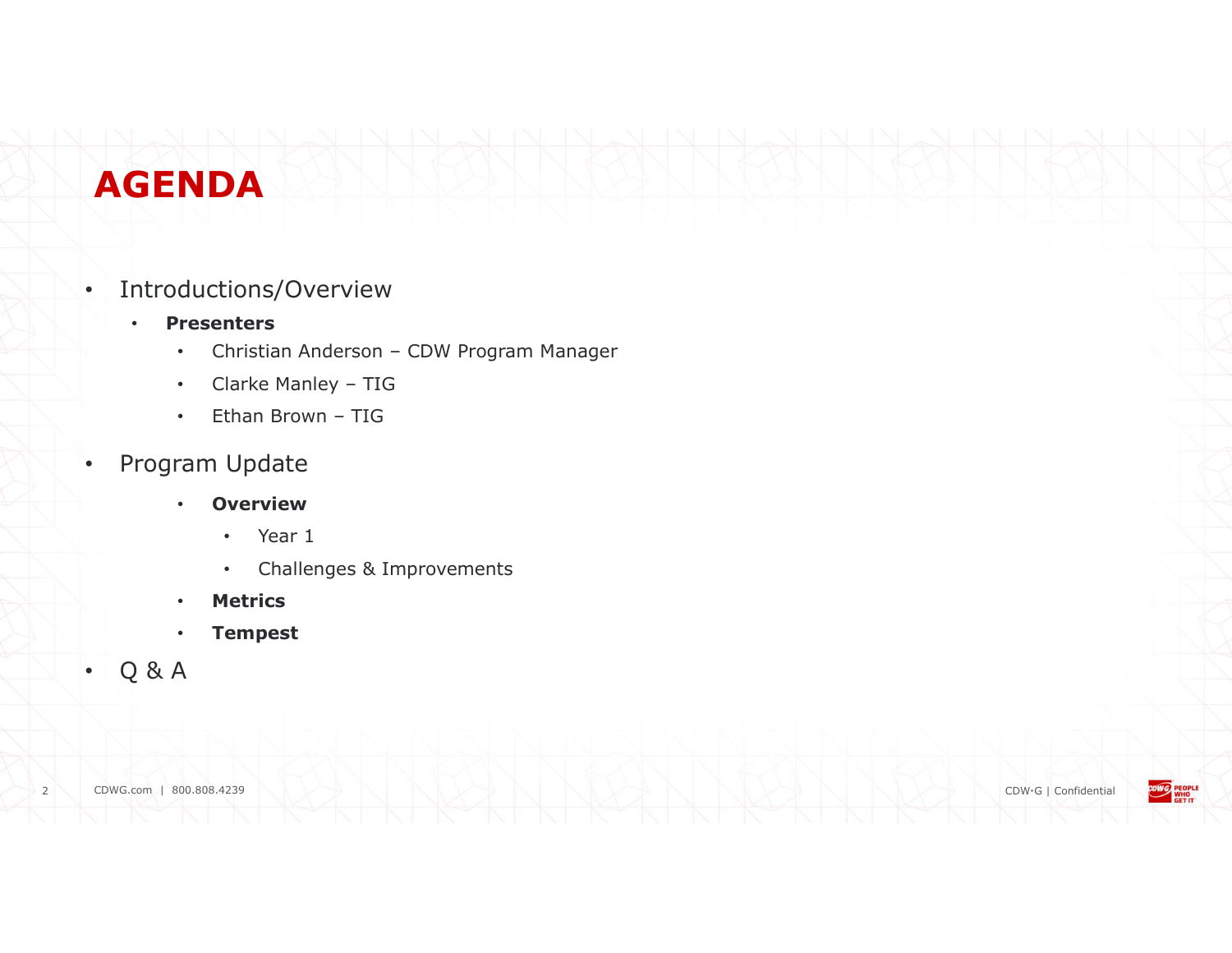# AGENDA

- Introductions/Overview
  - **Presenters**
    - Christian Anderson – CDW Program Manager
    - Clarke Manley – TIG
    - Ethan Brown – TIG
- Program Update
  - **Overview**
    - Year 1
    - Challenges & Improvements
  - **Metrics**
  - **Tempest**
- Q & A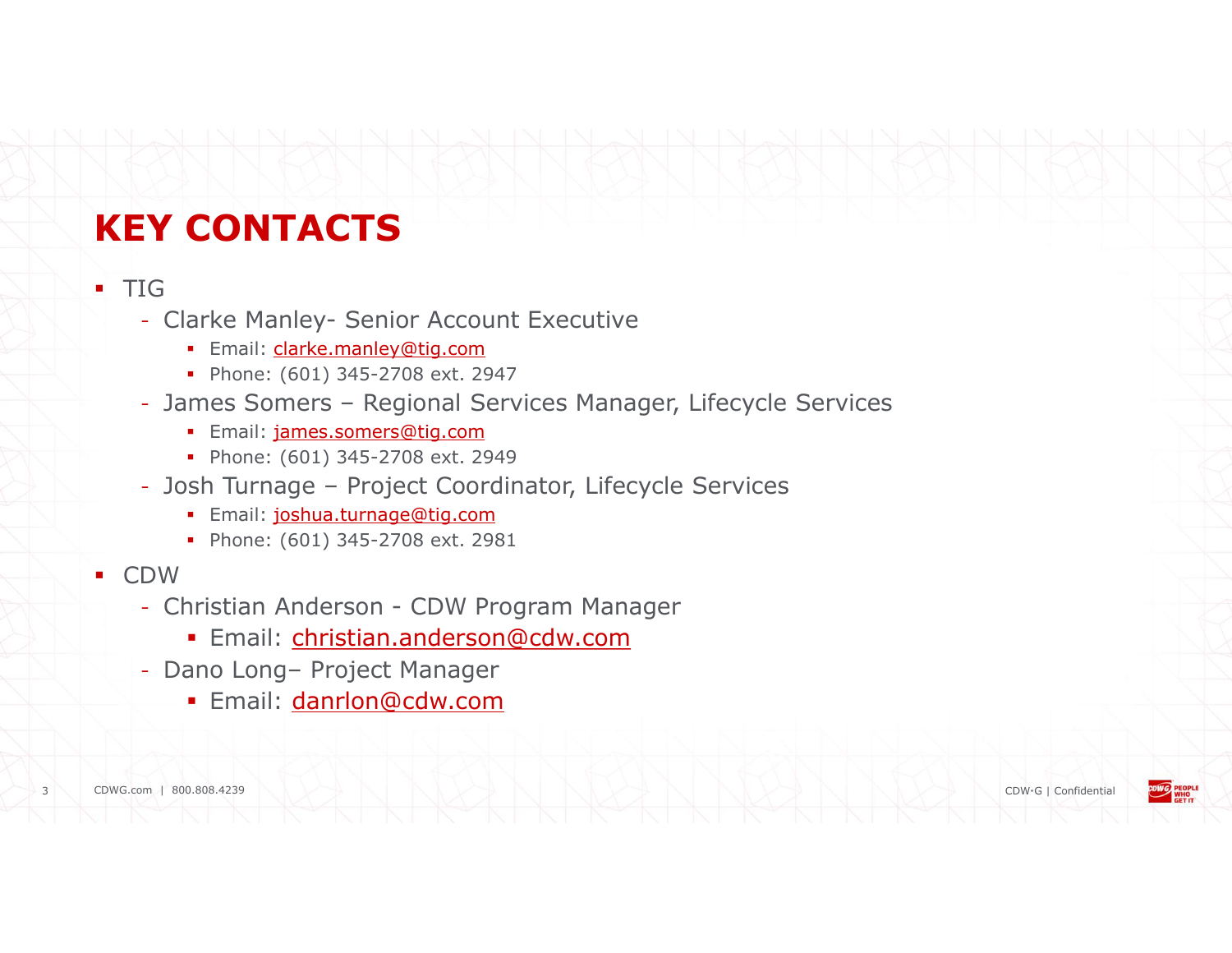# KEY CONTACTS

- TIG
  - Clarke Manley- Senior Account Executive
    - Email: clarke.manley@tig.com
    - Phone: (601) 345-2708 ext. 2947
  - James Somers – Regional Services Manager, Lifecycle Services
    - Email: james.somers@tig.com
    - Phone: (601) 345-2708 ext. 2949
  - Josh Turnage – Project Coordinator, Lifecycle Services
    - Email: joshua.turnage@tig.com
    - Phone: (601) 345-2708 ext. 2981
- CDW
  - Christian Anderson - CDW Program Manager
    - Email: christian.anderson@cdw.com
  - Dano Long– Project Manager
    - Email: danrlon@cdw.com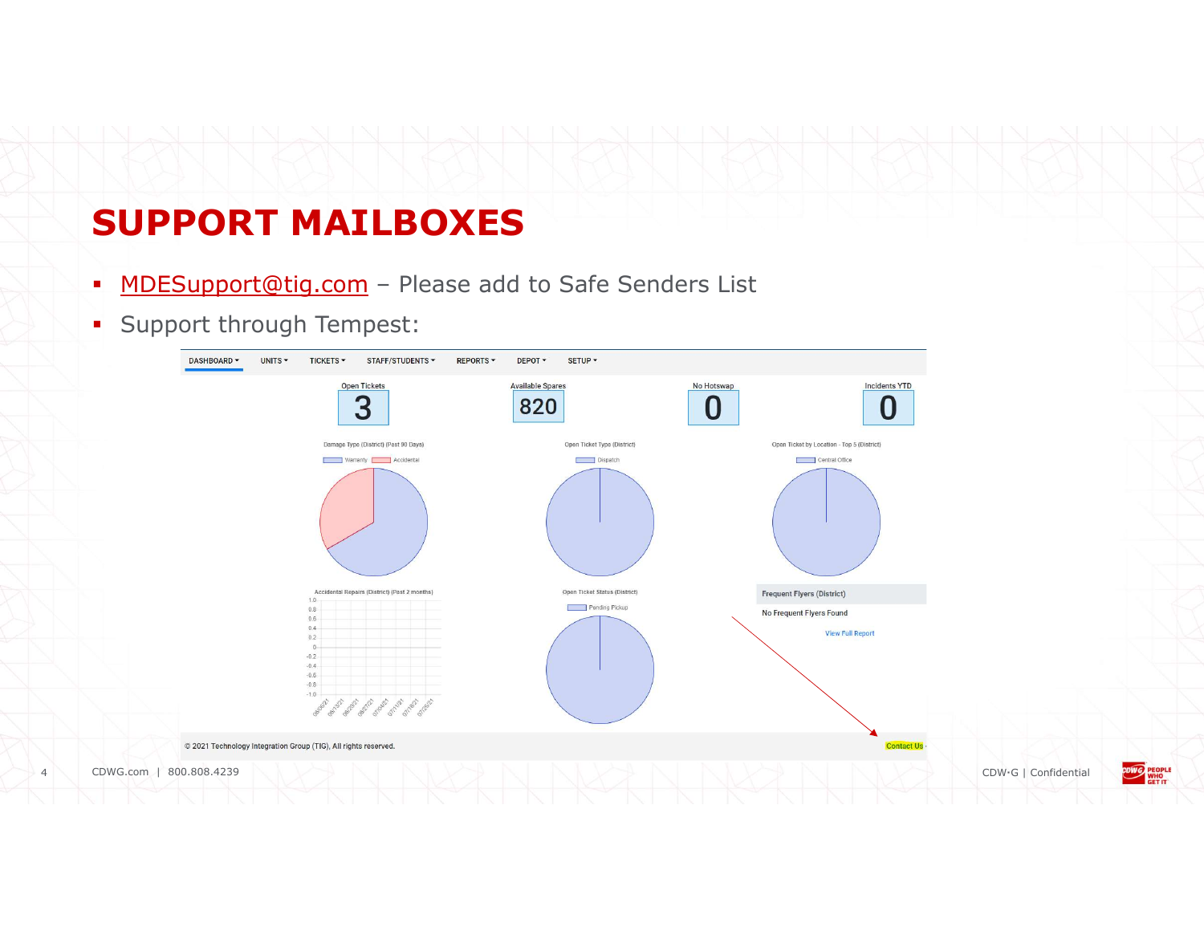# SUPPORT MAILBOXES

- MDESupport@tig.com – Please add to Safe Senders List
- Support through Tempest: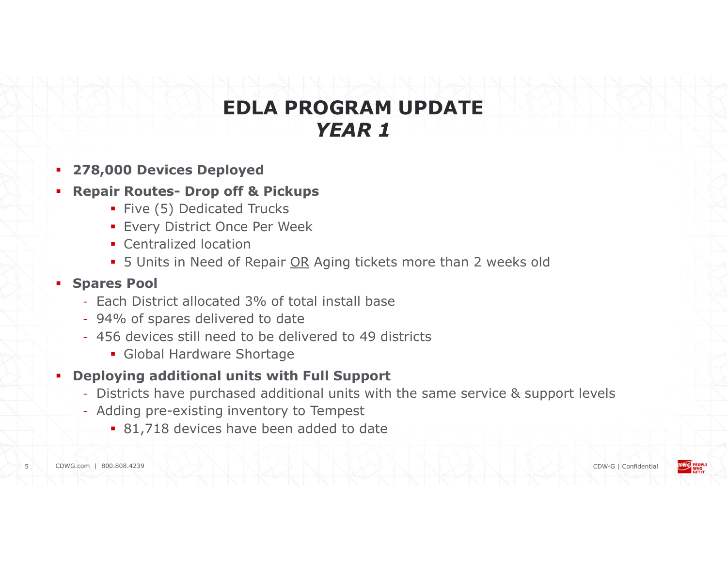# EDLA PROGRAM UPDATE
## *YEAR 1*

- **278,000 Devices Deployed**
- **Repair Routes- Drop off & Pickups**
  - Five (5) Dedicated Trucks
  - Every District Once Per Week
  - Centralized location
  - 5 Units in Need of Repair <u>OR</u> Aging tickets more than 2 weeks old
- **Spares Pool**
  - Each District allocated 3% of total install base
  - 94% of spares delivered to date
  - 456 devices still need to be delivered to 49 districts
    - Global Hardware Shortage
- **Deploying additional units with Full Support**
  - Districts have purchased additional units with the same service & support levels
  - Adding pre-existing inventory to Tempest
    - 81,718 devices have been added to date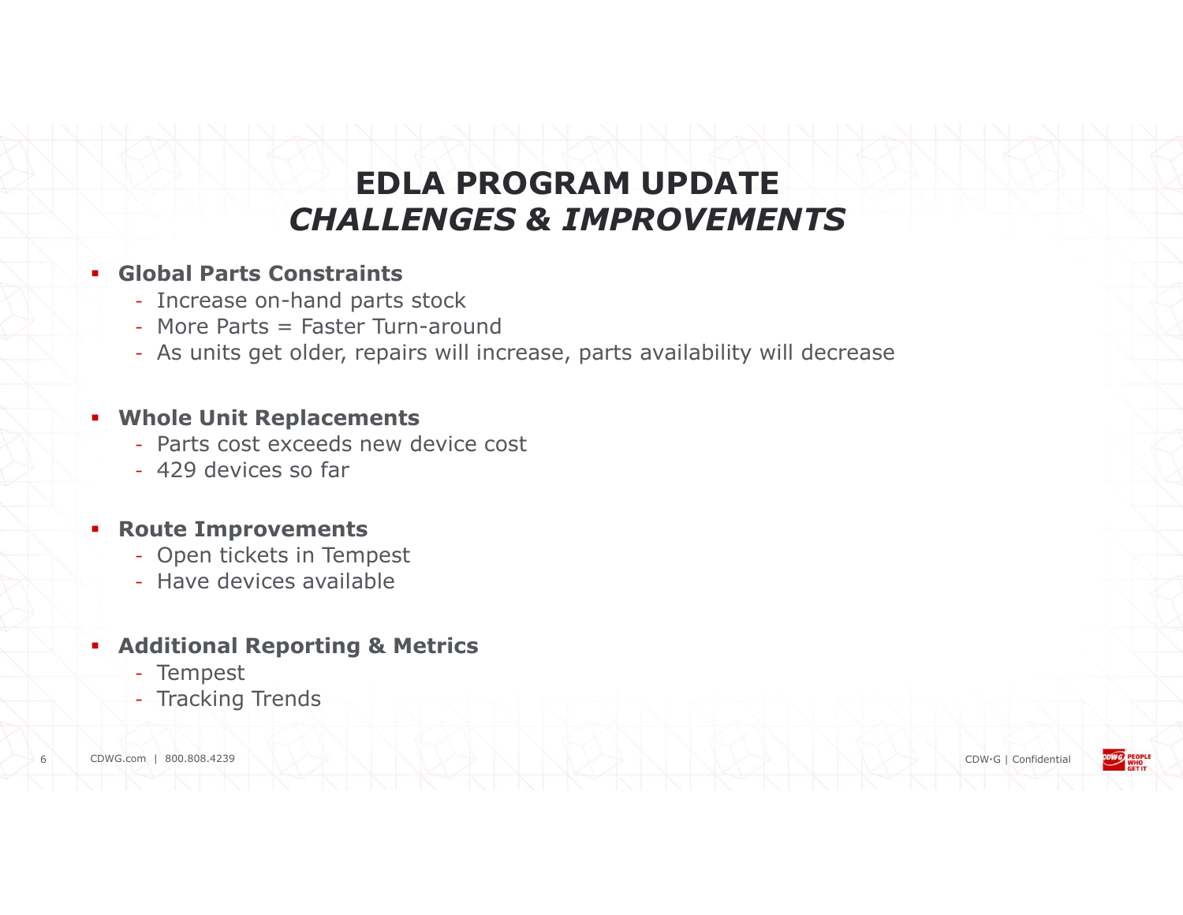# EDLA PROGRAM UPDATE
## *CHALLENGES & IMPROVEMENTS*

- **Global Parts Constraints**
  - Increase on-hand parts stock
  - More Parts = Faster Turn-around
  - As units get older, repairs will increase, parts availability will decrease

- **Whole Unit Replacements**
  - Parts cost exceeds new device cost
  - 429 devices so far

- **Route Improvements**
  - Open tickets in Tempest
  - Have devices available

- **Additional Reporting & Metrics**
  - Tempest
  - Tracking Trends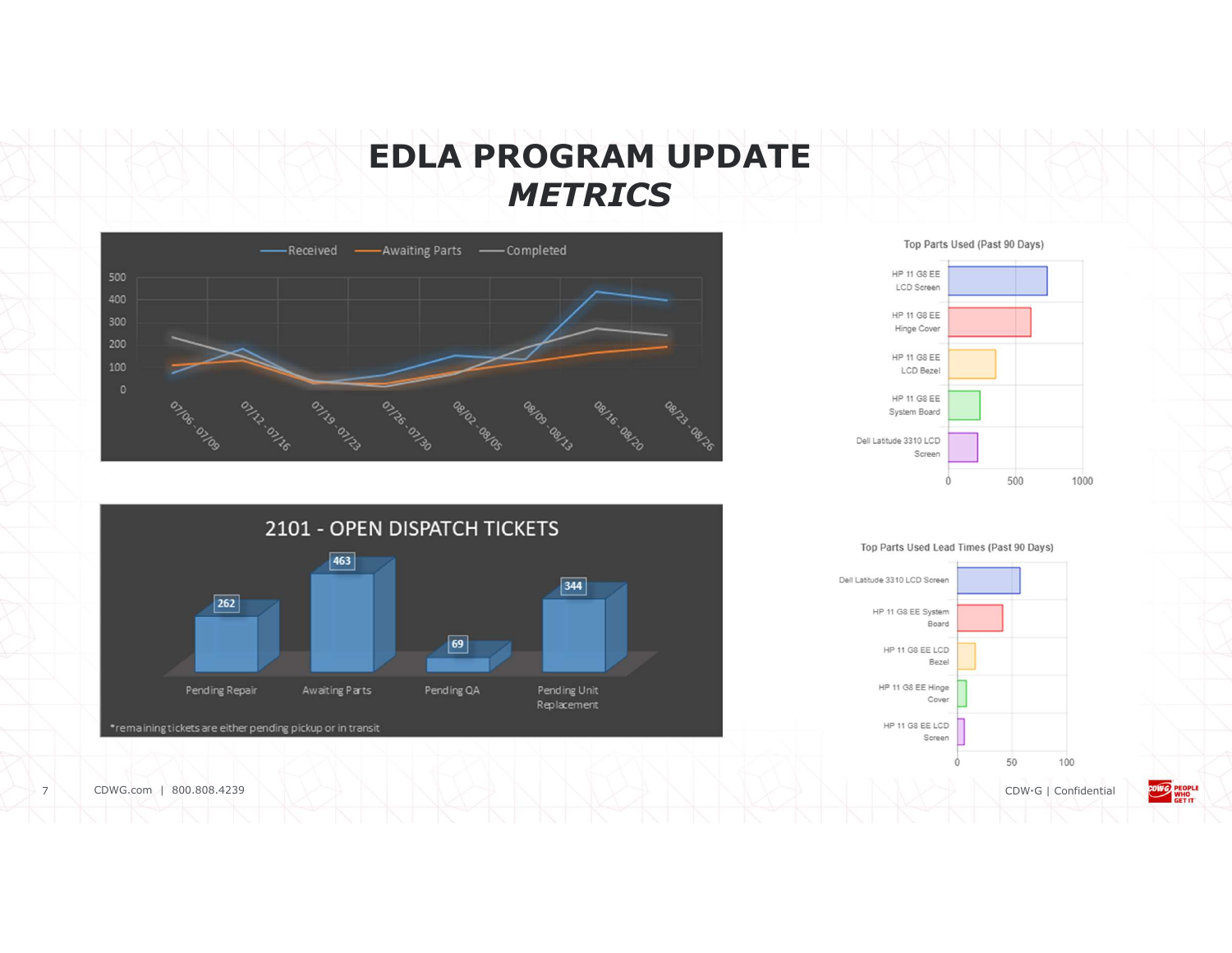# EDLA PROGRAM UPDATE

## *METRICS*

Received — Awaiting Parts — Completed

500
400
300
200
100
0

07/06 - 07/09 | 07/12 - 07/16 | 07/19 - 07/23 | 07/26 - 07/30 | 08/02 - 08/05 | 08/09 - 08/13 | 08/16 - 08/20 | 08/23 - 08/26

## 2101 - OPEN DISPATCH TICKETS

| Pending Repair | Awaiting Parts | Pending QA | Pending Unit Replacement |
|---|---|---|---|
| 262 | 463 | 69 | 344 |

*remaining tickets are either pending pickup or in transit

### Top Parts Used (Past 90 Days)

- HP 11 G8 EE LCD Screen
- HP 11 G8 EE Hinge Cover
- HP 11 G8 EE LCD Bezel
- HP 11 G8 EE System Board
- Dell Latitude 3310 LCD Screen

0 | 500 | 1000

### Top Parts Used Lead Times (Past 90 Days)

- Dell Latitude 3310 LCD Screen
- HP 11 G8 EE System Board
- HP 11 G8 EE LCD Bezel
- HP 11 G8 EE Hinge Cover
- HP 11 G8 EE LCD Screen

0 | 50 | 100

CDWG.com | 800.808.4239

CDW·G | Confidential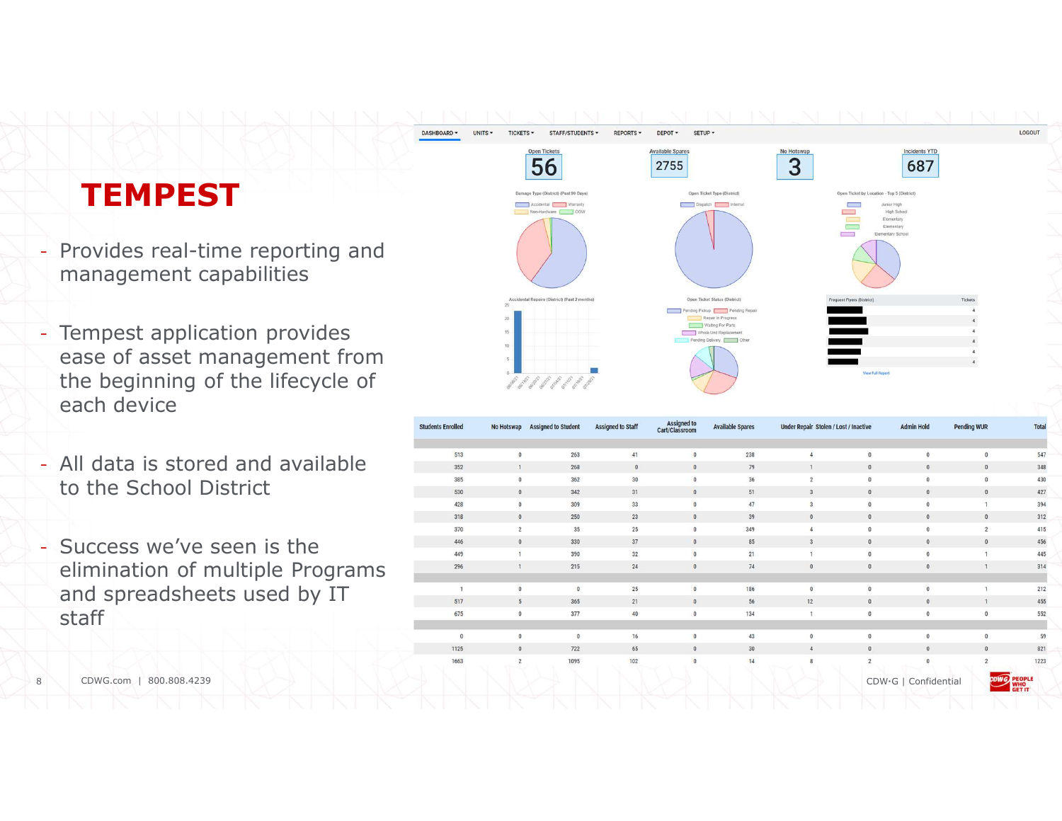# TEMPEST

- Provides real-time reporting and management capabilities
- Tempest application provides ease of asset management from the beginning of the lifecycle of each device
- All data is stored and available to the School District
- Success we've seen is the elimination of multiple Programs and spreadsheets used by IT staff

DASHBOARD ▾ UNITS ▾ TICKETS ▾ STAFF/STUDENTS ▾ REPORTS ▾ DEPOT ▾ SETUP ▾ LOGOUT

| Open Tickets | Available Spares | No Hotswap | Incidents YTD |
|---|---|---|---|
| 56 | 2755 | 3 | 687 |

| Students Enrolled | No Hotswap | Assigned to Student | Assigned to Staff | Assigned to Cart/Classroom | Available Spares | Under Repair | Stolen / Lost / Inactive | Admin Hold | Pending WUR | Total |
|---|---|---|---|---|---|---|---|---|---|---|
| 513 | 0 | 263 | 41 | 0 | 238 | 4 | 0 | 0 | 0 | 547 |
| 352 | 1 | 268 | 0 | 0 | 79 | 1 | 0 | 0 | 0 | 348 |
| 385 | 0 | 362 | 30 | 0 | 36 | 2 | 0 | 0 | 0 | 430 |
| 530 | 0 | 342 | 31 | 0 | 51 | 3 | 0 | 0 | 0 | 427 |
| 428 | 0 | 309 | 33 | 0 | 47 | 3 | 0 | 0 | 1 | 394 |
| 318 | 0 | 250 | 23 | 0 | 39 | 0 | 0 | 0 | 0 | 312 |
| 370 | 2 | 35 | 25 | 0 | 349 | 4 | 0 | 0 | 2 | 415 |
| 446 | 0 | 330 | 37 | 0 | 85 | 3 | 0 | 0 | 0 | 456 |
| 449 | 1 | 390 | 32 | 0 | 21 | 1 | 0 | 0 | 1 | 445 |
| 296 | 1 | 215 | 24 | 0 | 74 | 0 | 0 | 0 | 1 | 314 |
| 1 | 0 | 0 | 25 | 0 | 186 | 0 | 0 | 0 | 1 | 212 |
| 517 | 5 | 365 | 21 | 0 | 56 | 12 | 0 | 0 | 1 | 455 |
| 675 | 0 | 377 | 40 | 0 | 134 | 1 | 0 | 0 | 0 | 552 |
| 0 | 0 | 0 | 16 | 0 | 43 | 0 | 0 | 0 | 0 | 59 |
| 1125 | 0 | 722 | 65 | 0 | 30 | 4 | 0 | 0 | 0 | 821 |
| 1663 | 2 | 1095 | 102 | 0 | 14 | 8 | 2 | 0 | 2 | 1223 |

CDWG.com | 800.808.4239

CDW·G | Confidential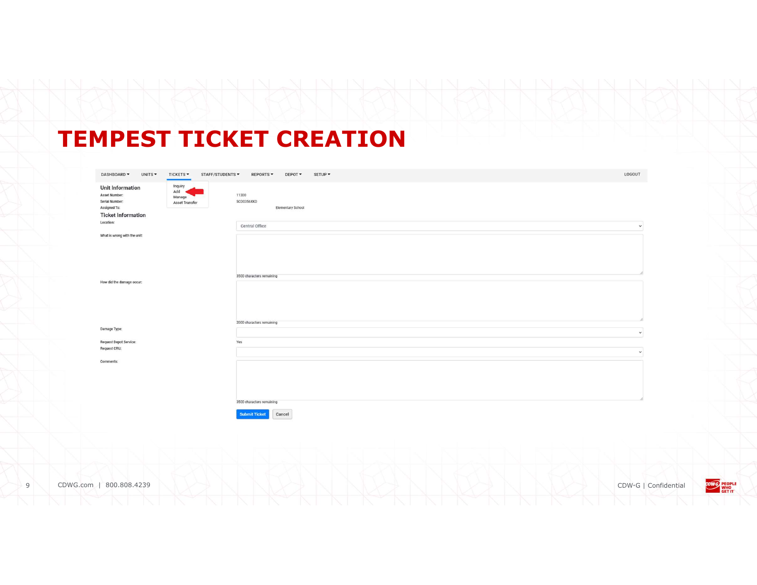# TEMPEST TICKET CREATION

DASHBOARD ▾ UNITS ▾ TICKETS ▾ STAFF/STUDENTS ▾ REPORTS ▾ DEPOT ▾ SETUP ▾ LOGOUT

- Inquiry
- Add
- Manage
- Asset Transfer

## Unit Information

Asset Number: 11300

Serial Number: 5CD0356XKD

Assigned To: Elementary School

## Ticket Information

Location: Central Office

What is wrong with the unit:

3500 characters remaining

How did the damage occur:

2000 characters remaining

Damage Type:

Request Depot Service: Yes

Request CRU:

Comments:

3500 characters remaining

Submit Ticket | Cancel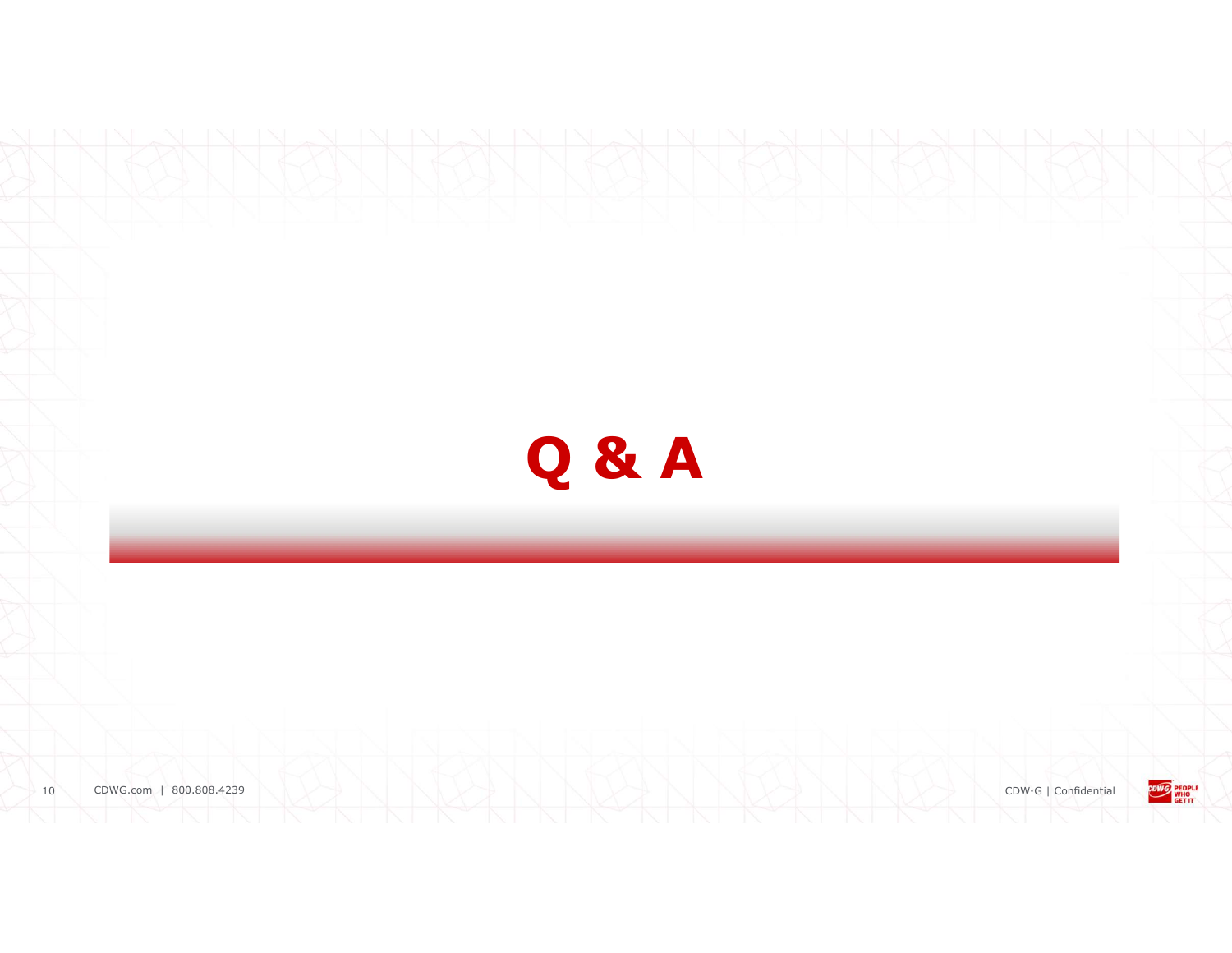# Q & A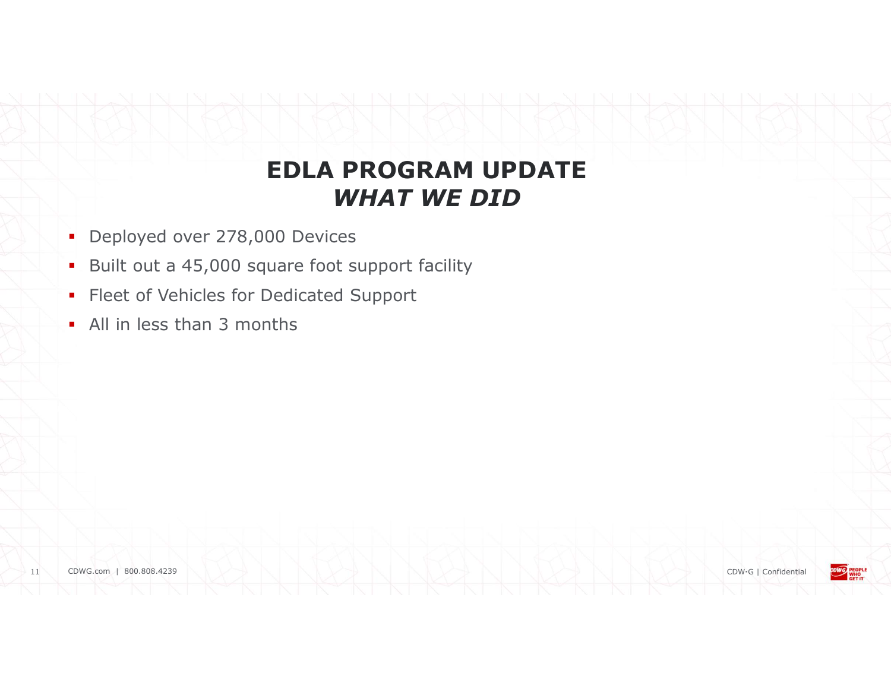# EDLA PROGRAM UPDATE
## *WHAT WE DID*

- Deployed over 278,000 Devices
- Built out a 45,000 square foot support facility
- Fleet of Vehicles for Dedicated Support
- All in less than 3 months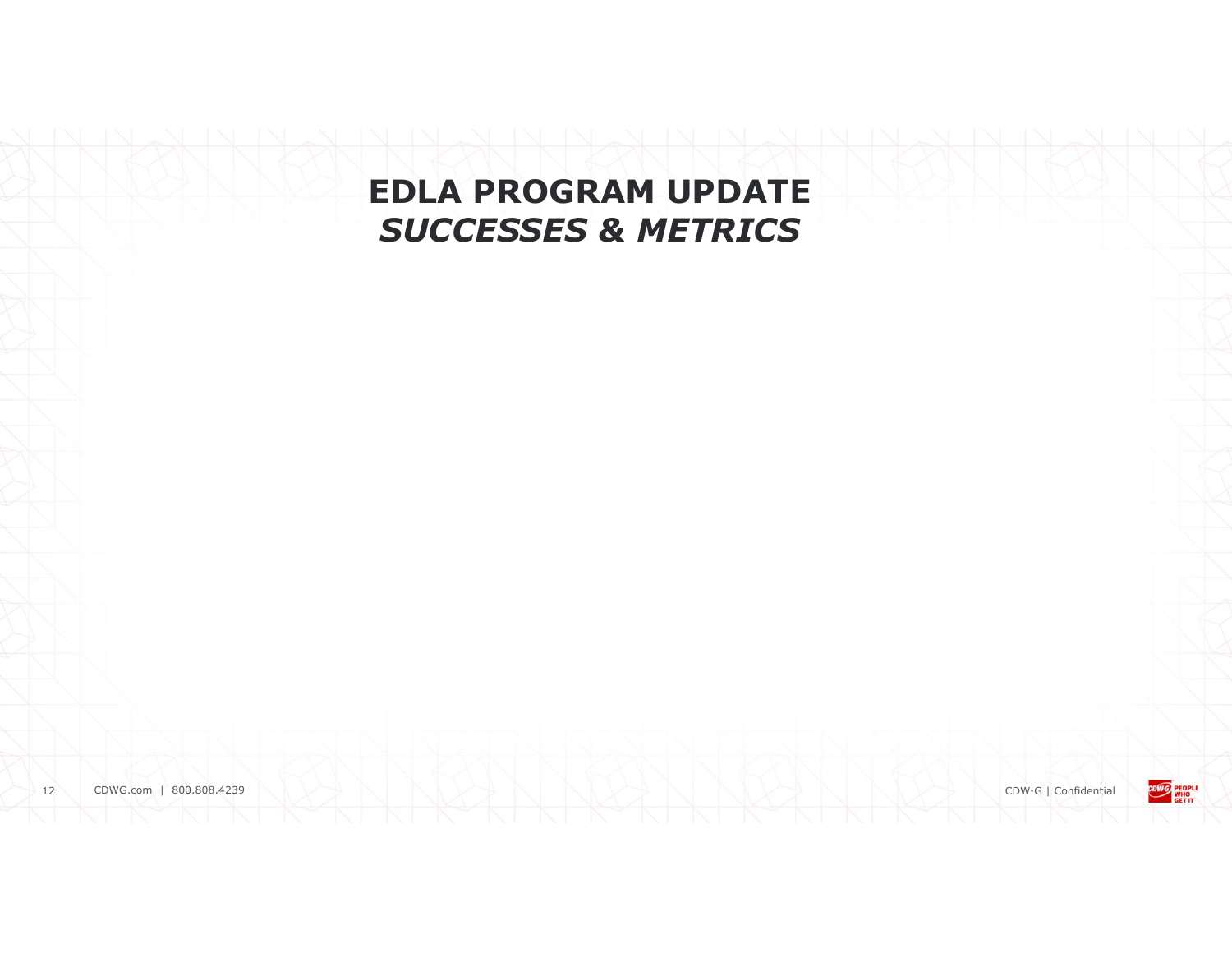# EDLA PROGRAM UPDATE
## *SUCCESSES & METRICS*